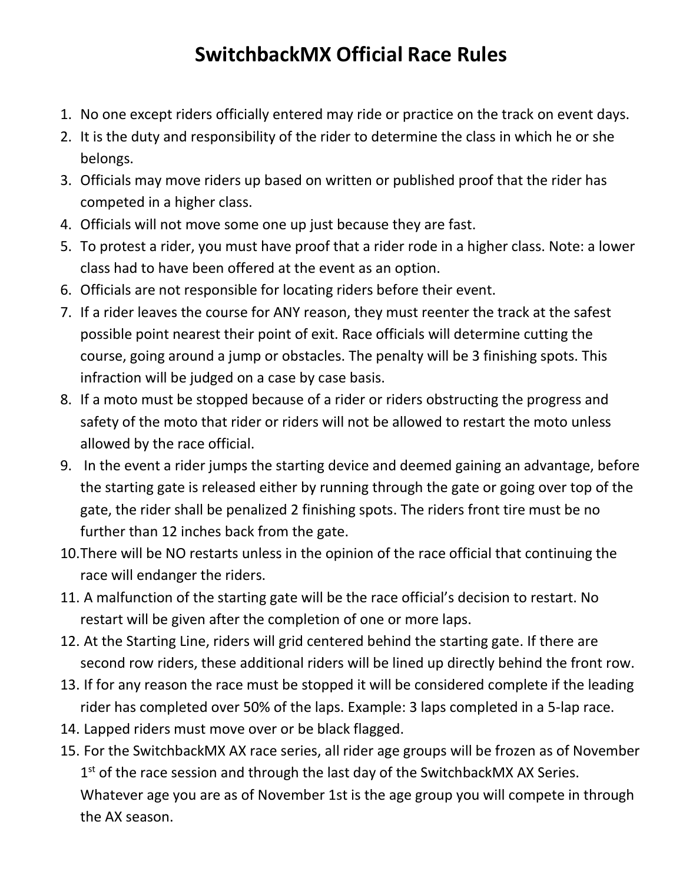# SwitchbackMX Official Race Rules

1. No one except riders officially entered may ride or practice on the track on event days.
2. It is the duty and responsibility of the rider to determine the class in which he or she belongs.
3. Officials may move riders up based on written or published proof that the rider has competed in a higher class.
4. Officials will not move some one up just because they are fast.
5. To protest a rider, you must have proof that a rider rode in a higher class. Note: a lower class had to have been offered at the event as an option.
6. Officials are not responsible for locating riders before their event.
7. If a rider leaves the course for ANY reason, they must reenter the track at the safest possible point nearest their point of exit. Race officials will determine cutting the course, going around a jump or obstacles. The penalty will be 3 finishing spots. This infraction will be judged on a case by case basis.
8. If a moto must be stopped because of a rider or riders obstructing the progress and safety of the moto that rider or riders will not be allowed to restart the moto unless allowed by the race official.
9. In the event a rider jumps the starting device and deemed gaining an advantage, before the starting gate is released either by running through the gate or going over top of the gate, the rider shall be penalized 2 finishing spots. The riders front tire must be no further than 12 inches back from the gate.
10. There will be NO restarts unless in the opinion of the race official that continuing the race will endanger the riders.
11. A malfunction of the starting gate will be the race official's decision to restart. No restart will be given after the completion of one or more laps.
12. At the Starting Line, riders will grid centered behind the starting gate. If there are second row riders, these additional riders will be lined up directly behind the front row.
13. If for any reason the race must be stopped it will be considered complete if the leading rider has completed over 50% of the laps. Example: 3 laps completed in a 5-lap race.
14. Lapped riders must move over or be black flagged.
15. For the SwitchbackMX AX race series, all rider age groups will be frozen as of November 1st of the race session and through the last day of the SwitchbackMX AX Series. Whatever age you are as of November 1st is the age group you will compete in through the AX season.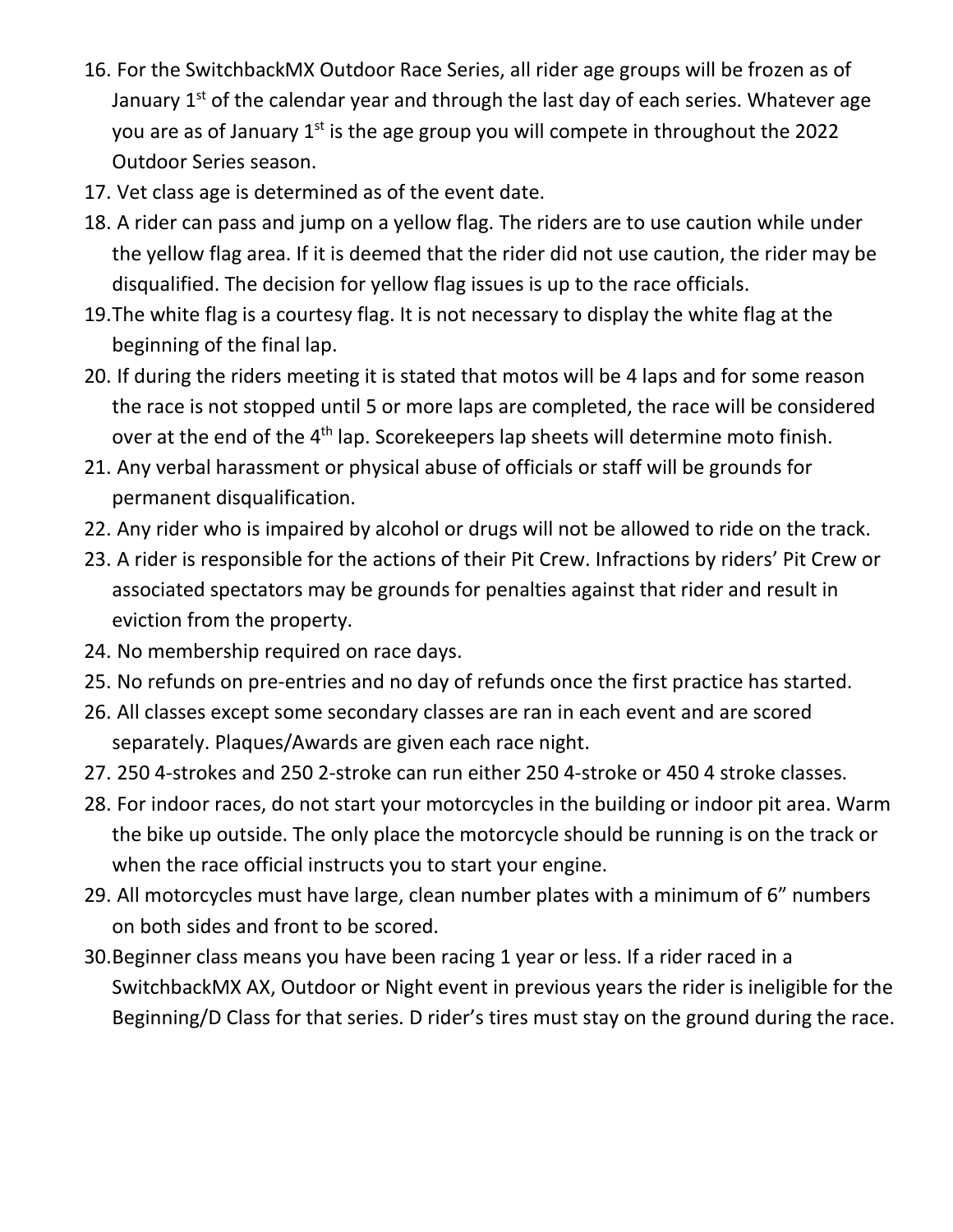16. For the SwitchbackMX Outdoor Race Series, all rider age groups will be frozen as of January 1st of the calendar year and through the last day of each series. Whatever age you are as of January 1st is the age group you will compete in throughout the 2022 Outdoor Series season.
17. Vet class age is determined as of the event date.
18. A rider can pass and jump on a yellow flag. The riders are to use caution while under the yellow flag area. If it is deemed that the rider did not use caution, the rider may be disqualified. The decision for yellow flag issues is up to the race officials.
19. The white flag is a courtesy flag. It is not necessary to display the white flag at the beginning of the final lap.
20. If during the riders meeting it is stated that motos will be 4 laps and for some reason the race is not stopped until 5 or more laps are completed, the race will be considered over at the end of the 4th lap. Scorekeepers lap sheets will determine moto finish.
21. Any verbal harassment or physical abuse of officials or staff will be grounds for permanent disqualification.
22. Any rider who is impaired by alcohol or drugs will not be allowed to ride on the track.
23. A rider is responsible for the actions of their Pit Crew. Infractions by riders' Pit Crew or associated spectators may be grounds for penalties against that rider and result in eviction from the property.
24. No membership required on race days.
25. No refunds on pre-entries and no day of refunds once the first practice has started.
26. All classes except some secondary classes are ran in each event and are scored separately. Plaques/Awards are given each race night.
27. 250 4-strokes and 250 2-stroke can run either 250 4-stroke or 450 4 stroke classes.
28. For indoor races, do not start your motorcycles in the building or indoor pit area. Warm the bike up outside. The only place the motorcycle should be running is on the track or when the race official instructs you to start your engine.
29. All motorcycles must have large, clean number plates with a minimum of 6" numbers on both sides and front to be scored.
30. Beginner class means you have been racing 1 year or less. If a rider raced in a SwitchbackMX AX, Outdoor or Night event in previous years the rider is ineligible for the Beginning/D Class for that series. D rider's tires must stay on the ground during the race.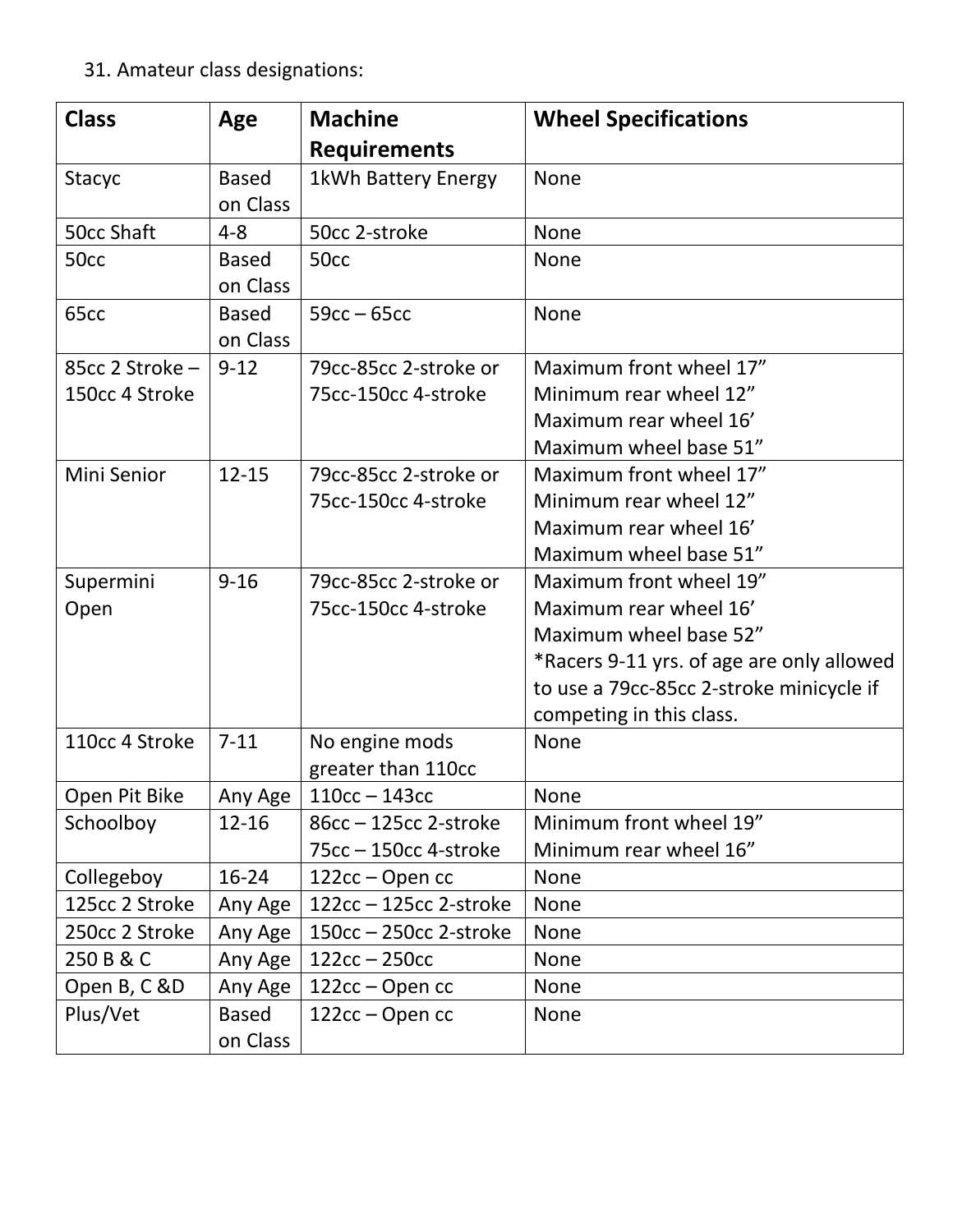31. Amateur class designations:

| Class | Age | Machine Requirements | Wheel Specifications |
|---|---|---|---|
| Stacyc | Based on Class | 1kWh Battery Energy | None |
| 50cc Shaft | 4-8 | 50cc 2-stroke | None |
| 50cc | Based on Class | 50cc | None |
| 65cc | Based on Class | 59cc – 65cc | None |
| 85cc 2 Stroke – 150cc 4 Stroke | 9-12 | 79cc-85cc 2-stroke or 75cc-150cc 4-stroke | Maximum front wheel 17”<br>Minimum rear wheel 12”<br>Maximum rear wheel 16’<br>Maximum wheel base 51” |
| Mini Senior | 12-15 | 79cc-85cc 2-stroke or 75cc-150cc 4-stroke | Maximum front wheel 17”<br>Minimum rear wheel 12”<br>Maximum rear wheel 16’<br>Maximum wheel base 51” |
| Supermini Open | 9-16 | 79cc-85cc 2-stroke or 75cc-150cc 4-stroke | Maximum front wheel 19”<br>Maximum rear wheel 16’<br>Maximum wheel base 52”<br>*Racers 9-11 yrs. of age are only allowed to use a 79cc-85cc 2-stroke minicycle if competing in this class. |
| 110cc 4 Stroke | 7-11 | No engine mods greater than 110cc | None |
| Open Pit Bike | Any Age | 110cc – 143cc | None |
| Schoolboy | 12-16 | 86cc – 125cc 2-stroke<br>75cc – 150cc 4-stroke | Minimum front wheel 19”<br>Minimum rear wheel 16” |
| Collegeboy | 16-24 | 122cc – Open cc | None |
| 125cc 2 Stroke | Any Age | 122cc – 125cc 2-stroke | None |
| 250cc 2 Stroke | Any Age | 150cc – 250cc 2-stroke | None |
| 250 B & C | Any Age | 122cc – 250cc | None |
| Open B, C &D | Any Age | 122cc – Open cc | None |
| Plus/Vet | Based on Class | 122cc – Open cc | None |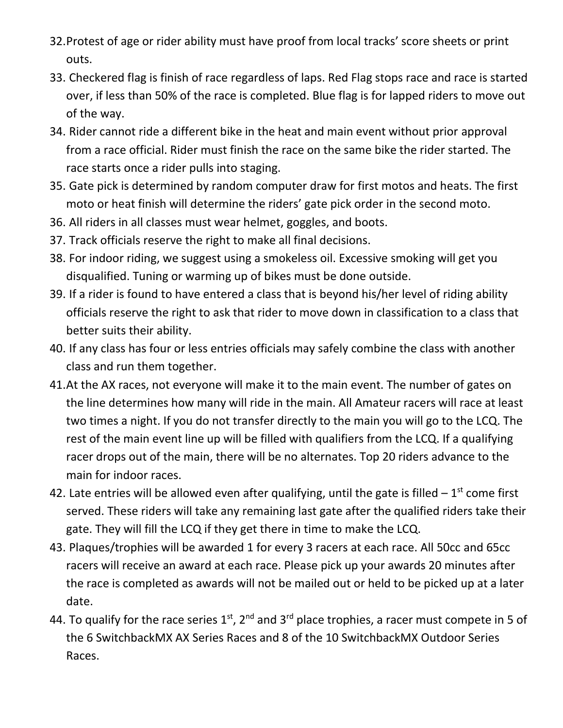32. Protest of age or rider ability must have proof from local tracks' score sheets or print outs.
33. Checkered flag is finish of race regardless of laps. Red Flag stops race and race is started over, if less than 50% of the race is completed. Blue flag is for lapped riders to move out of the way.
34. Rider cannot ride a different bike in the heat and main event without prior approval from a race official. Rider must finish the race on the same bike the rider started. The race starts once a rider pulls into staging.
35. Gate pick is determined by random computer draw for first motos and heats. The first moto or heat finish will determine the riders' gate pick order in the second moto.
36. All riders in all classes must wear helmet, goggles, and boots.
37. Track officials reserve the right to make all final decisions.
38. For indoor riding, we suggest using a smokeless oil. Excessive smoking will get you disqualified. Tuning or warming up of bikes must be done outside.
39. If a rider is found to have entered a class that is beyond his/her level of riding ability officials reserve the right to ask that rider to move down in classification to a class that better suits their ability.
40. If any class has four or less entries officials may safely combine the class with another class and run them together.
41. At the AX races, not everyone will make it to the main event. The number of gates on the line determines how many will ride in the main. All Amateur racers will race at least two times a night. If you do not transfer directly to the main you will go to the LCQ. The rest of the main event line up will be filled with qualifiers from the LCQ. If a qualifying racer drops out of the main, there will be no alternates. Top 20 riders advance to the main for indoor races.
42. Late entries will be allowed even after qualifying, until the gate is filled – 1st come first served. These riders will take any remaining last gate after the qualified riders take their gate. They will fill the LCQ if they get there in time to make the LCQ.
43. Plaques/trophies will be awarded 1 for every 3 racers at each race. All 50cc and 65cc racers will receive an award at each race. Please pick up your awards 20 minutes after the race is completed as awards will not be mailed out or held to be picked up at a later date.
44. To qualify for the race series 1st, 2nd and 3rd place trophies, a racer must compete in 5 of the 6 SwitchbackMX AX Series Races and 8 of the 10 SwitchbackMX Outdoor Series Races.